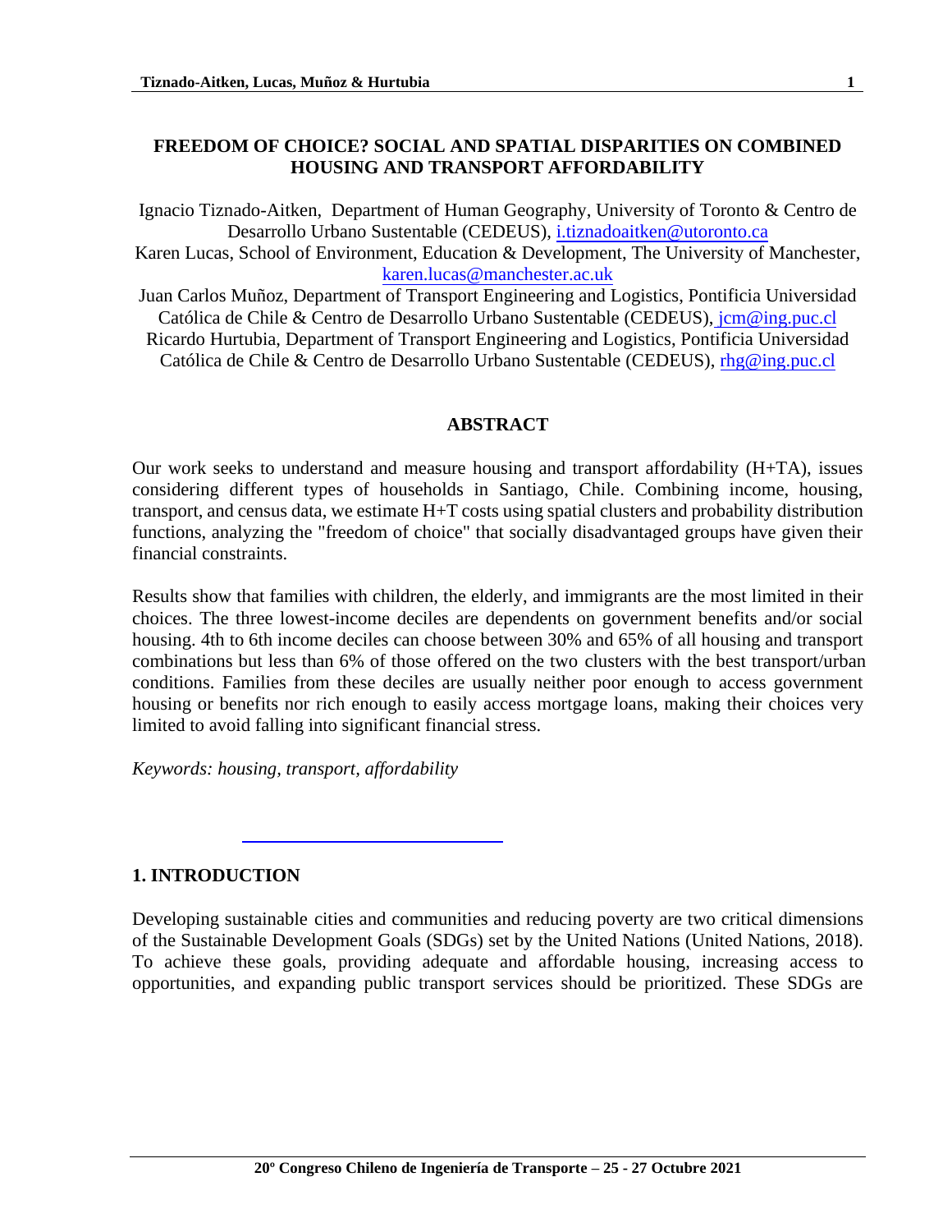# FREEDOM OF CHOICE? SOCIAL AND SPATIAL DISPARITIES ON COMBINED HOUSING AND TRANSPORT AFFORDABILITY

Ignacio Tiznado-Aitken, Department of Human Geography, University of Toronto & Centro de Desarrollo Urbano Sustentable (CEDEUS), i.tiznadoaitken@utoronto.ca
Karen Lucas, School of Environment, Education & Development, The University of Manchester, karen.lucas@manchester.ac.uk
Juan Carlos Muñoz, Department of Transport Engineering and Logistics, Pontificia Universidad Católica de Chile & Centro de Desarrollo Urbano Sustentable (CEDEUS), jcm@ing.puc.cl
Ricardo Hurtubia, Department of Transport Engineering and Logistics, Pontificia Universidad Católica de Chile & Centro de Desarrollo Urbano Sustentable (CEDEUS), rhg@ing.puc.cl

## ABSTRACT

Our work seeks to understand and measure housing and transport affordability (H+TA), issues considering different types of households in Santiago, Chile. Combining income, housing, transport, and census data, we estimate H+T costs using spatial clusters and probability distribution functions, analyzing the "freedom of choice" that socially disadvantaged groups have given their financial constraints.

Results show that families with children, the elderly, and immigrants are the most limited in their choices. The three lowest-income deciles are dependents on government benefits and/or social housing. 4th to 6th income deciles can choose between 30% and 65% of all housing and transport combinations but less than 6% of those offered on the two clusters with the best transport/urban conditions. Families from these deciles are usually neither poor enough to access government housing or benefits nor rich enough to easily access mortgage loans, making their choices very limited to avoid falling into significant financial stress.

*Keywords: housing, transport, affordability*

## 1. INTRODUCTION

Developing sustainable cities and communities and reducing poverty are two critical dimensions of the Sustainable Development Goals (SDGs) set by the United Nations (United Nations, 2018). To achieve these goals, providing adequate and affordable housing, increasing access to opportunities, and expanding public transport services should be prioritized. These SDGs are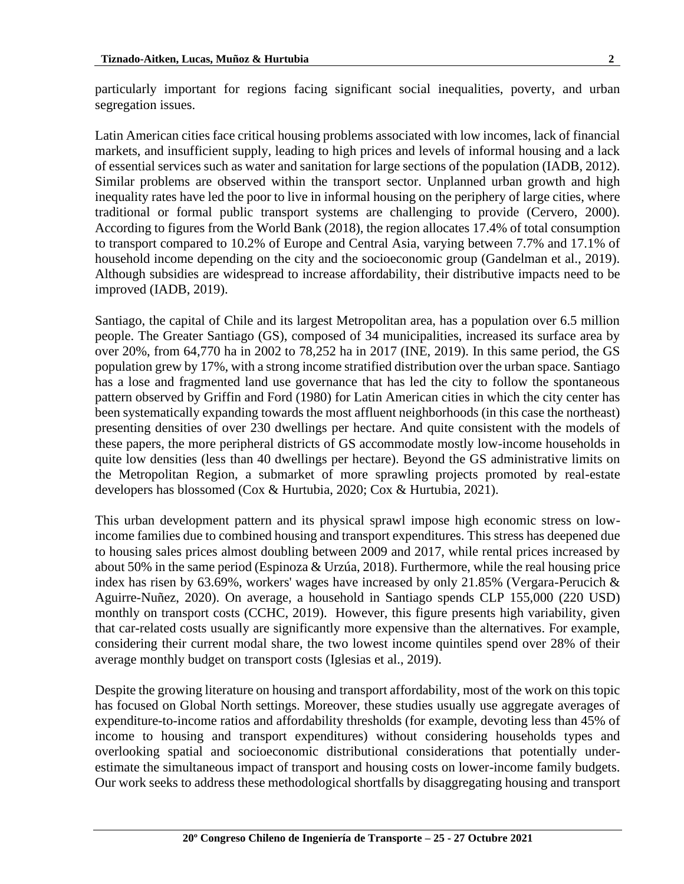particularly important for regions facing significant social inequalities, poverty, and urban segregation issues.

Latin American cities face critical housing problems associated with low incomes, lack of financial markets, and insufficient supply, leading to high prices and levels of informal housing and a lack of essential services such as water and sanitation for large sections of the population (IADB, 2012). Similar problems are observed within the transport sector. Unplanned urban growth and high inequality rates have led the poor to live in informal housing on the periphery of large cities, where traditional or formal public transport systems are challenging to provide (Cervero, 2000). According to figures from the World Bank (2018), the region allocates 17.4% of total consumption to transport compared to 10.2% of Europe and Central Asia, varying between 7.7% and 17.1% of household income depending on the city and the socioeconomic group (Gandelman et al., 2019). Although subsidies are widespread to increase affordability, their distributive impacts need to be improved (IADB, 2019).

Santiago, the capital of Chile and its largest Metropolitan area, has a population over 6.5 million people. The Greater Santiago (GS), composed of 34 municipalities, increased its surface area by over 20%, from 64,770 ha in 2002 to 78,252 ha in 2017 (INE, 2019). In this same period, the GS population grew by 17%, with a strong income stratified distribution over the urban space. Santiago has a lose and fragmented land use governance that has led the city to follow the spontaneous pattern observed by Griffin and Ford (1980) for Latin American cities in which the city center has been systematically expanding towards the most affluent neighborhoods (in this case the northeast) presenting densities of over 230 dwellings per hectare. And quite consistent with the models of these papers, the more peripheral districts of GS accommodate mostly low-income households in quite low densities (less than 40 dwellings per hectare). Beyond the GS administrative limits on the Metropolitan Region, a submarket of more sprawling projects promoted by real-estate developers has blossomed (Cox & Hurtubia, 2020; Cox & Hurtubia, 2021).

This urban development pattern and its physical sprawl impose high economic stress on low-income families due to combined housing and transport expenditures. This stress has deepened due to housing sales prices almost doubling between 2009 and 2017, while rental prices increased by about 50% in the same period (Espinoza & Urzúa, 2018). Furthermore, while the real housing price index has risen by 63.69%, workers' wages have increased by only 21.85% (Vergara-Perucich & Aguirre-Nuñez, 2020). On average, a household in Santiago spends CLP 155,000 (220 USD) monthly on transport costs (CCHC, 2019). However, this figure presents high variability, given that car-related costs usually are significantly more expensive than the alternatives. For example, considering their current modal share, the two lowest income quintiles spend over 28% of their average monthly budget on transport costs (Iglesias et al., 2019).

Despite the growing literature on housing and transport affordability, most of the work on this topic has focused on Global North settings. Moreover, these studies usually use aggregate averages of expenditure-to-income ratios and affordability thresholds (for example, devoting less than 45% of income to housing and transport expenditures) without considering households types and overlooking spatial and socioeconomic distributional considerations that potentially under-estimate the simultaneous impact of transport and housing costs on lower-income family budgets. Our work seeks to address these methodological shortfalls by disaggregating housing and transport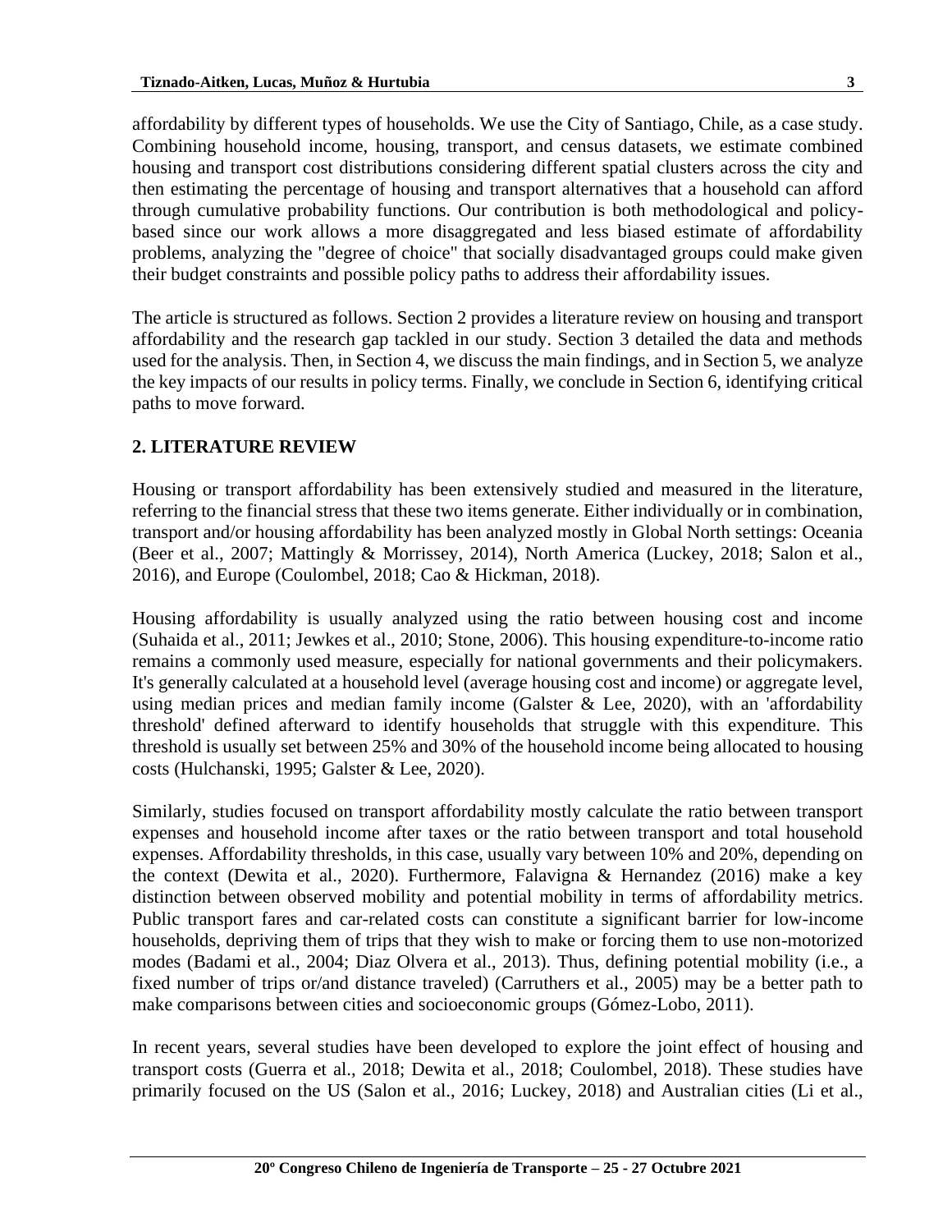affordability by different types of households. We use the City of Santiago, Chile, as a case study. Combining household income, housing, transport, and census datasets, we estimate combined housing and transport cost distributions considering different spatial clusters across the city and then estimating the percentage of housing and transport alternatives that a household can afford through cumulative probability functions. Our contribution is both methodological and policy-based since our work allows a more disaggregated and less biased estimate of affordability problems, analyzing the "degree of choice" that socially disadvantaged groups could make given their budget constraints and possible policy paths to address their affordability issues.

The article is structured as follows. Section 2 provides a literature review on housing and transport affordability and the research gap tackled in our study. Section 3 detailed the data and methods used for the analysis. Then, in Section 4, we discuss the main findings, and in Section 5, we analyze the key impacts of our results in policy terms. Finally, we conclude in Section 6, identifying critical paths to move forward.

## 2. LITERATURE REVIEW

Housing or transport affordability has been extensively studied and measured in the literature, referring to the financial stress that these two items generate. Either individually or in combination, transport and/or housing affordability has been analyzed mostly in Global North settings: Oceania (Beer et al., 2007; Mattingly & Morrissey, 2014), North America (Luckey, 2018; Salon et al., 2016), and Europe (Coulombel, 2018; Cao & Hickman, 2018).

Housing affordability is usually analyzed using the ratio between housing cost and income (Suhaida et al., 2011; Jewkes et al., 2010; Stone, 2006). This housing expenditure-to-income ratio remains a commonly used measure, especially for national governments and their policymakers. It's generally calculated at a household level (average housing cost and income) or aggregate level, using median prices and median family income (Galster & Lee, 2020), with an 'affordability threshold' defined afterward to identify households that struggle with this expenditure. This threshold is usually set between 25% and 30% of the household income being allocated to housing costs (Hulchanski, 1995; Galster & Lee, 2020).

Similarly, studies focused on transport affordability mostly calculate the ratio between transport expenses and household income after taxes or the ratio between transport and total household expenses. Affordability thresholds, in this case, usually vary between 10% and 20%, depending on the context (Dewita et al., 2020). Furthermore, Falavigna & Hernandez (2016) make a key distinction between observed mobility and potential mobility in terms of affordability metrics. Public transport fares and car-related costs can constitute a significant barrier for low-income households, depriving them of trips that they wish to make or forcing them to use non-motorized modes (Badami et al., 2004; Diaz Olvera et al., 2013). Thus, defining potential mobility (i.e., a fixed number of trips or/and distance traveled) (Carruthers et al., 2005) may be a better path to make comparisons between cities and socioeconomic groups (Gómez-Lobo, 2011).

In recent years, several studies have been developed to explore the joint effect of housing and transport costs (Guerra et al., 2018; Dewita et al., 2018; Coulombel, 2018). These studies have primarily focused on the US (Salon et al., 2016; Luckey, 2018) and Australian cities (Li et al.,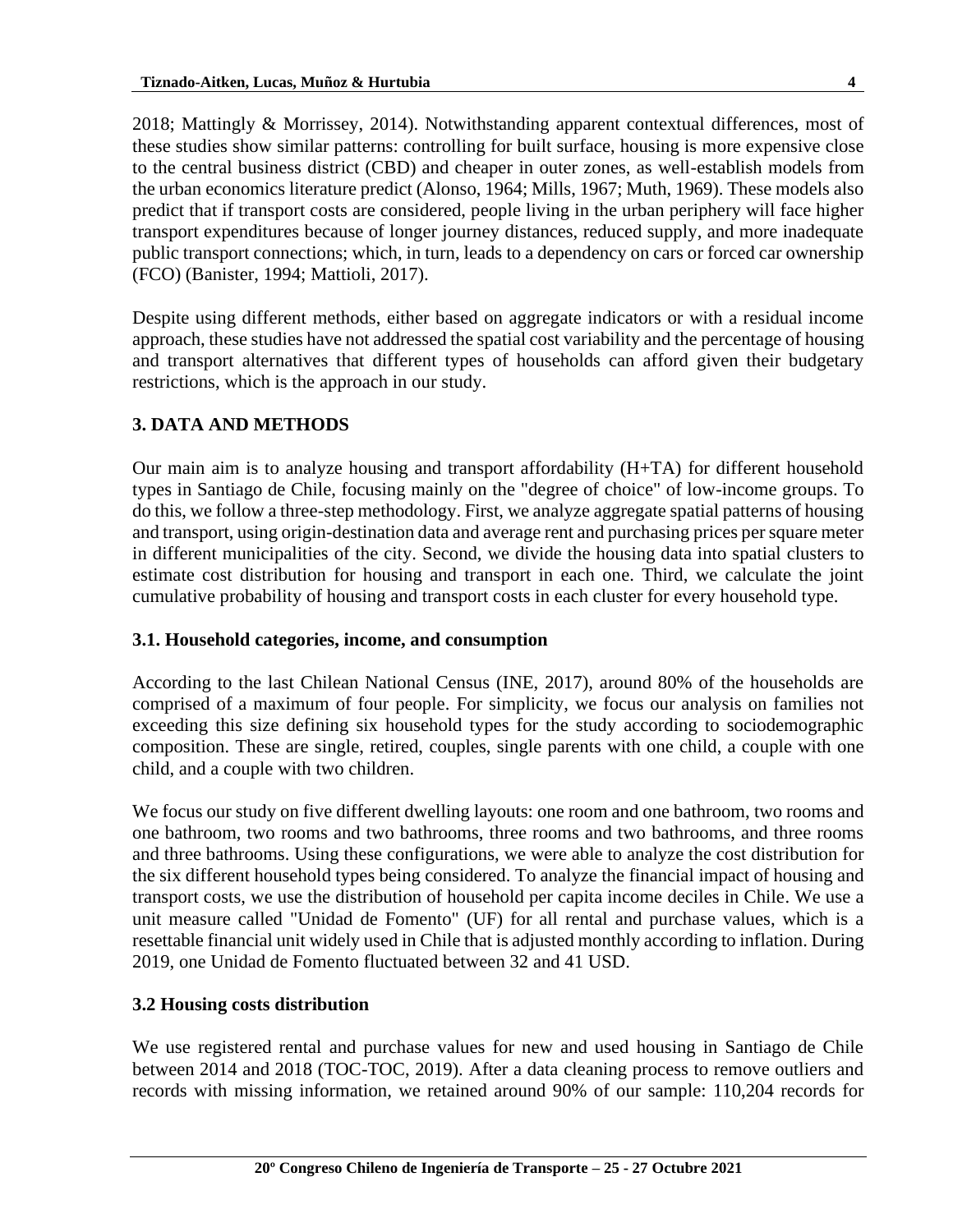2018; Mattingly & Morrissey, 2014). Notwithstanding apparent contextual differences, most of these studies show similar patterns: controlling for built surface, housing is more expensive close to the central business district (CBD) and cheaper in outer zones, as well-establish models from the urban economics literature predict (Alonso, 1964; Mills, 1967; Muth, 1969). These models also predict that if transport costs are considered, people living in the urban periphery will face higher transport expenditures because of longer journey distances, reduced supply, and more inadequate public transport connections; which, in turn, leads to a dependency on cars or forced car ownership (FCO) (Banister, 1994; Mattioli, 2017).

Despite using different methods, either based on aggregate indicators or with a residual income approach, these studies have not addressed the spatial cost variability and the percentage of housing and transport alternatives that different types of households can afford given their budgetary restrictions, which is the approach in our study.

## 3. DATA AND METHODS

Our main aim is to analyze housing and transport affordability (H+TA) for different household types in Santiago de Chile, focusing mainly on the "degree of choice" of low-income groups. To do this, we follow a three-step methodology. First, we analyze aggregate spatial patterns of housing and transport, using origin-destination data and average rent and purchasing prices per square meter in different municipalities of the city. Second, we divide the housing data into spatial clusters to estimate cost distribution for housing and transport in each one. Third, we calculate the joint cumulative probability of housing and transport costs in each cluster for every household type.

### 3.1. Household categories, income, and consumption

According to the last Chilean National Census (INE, 2017), around 80% of the households are comprised of a maximum of four people. For simplicity, we focus our analysis on families not exceeding this size defining six household types for the study according to sociodemographic composition. These are single, retired, couples, single parents with one child, a couple with one child, and a couple with two children.

We focus our study on five different dwelling layouts: one room and one bathroom, two rooms and one bathroom, two rooms and two bathrooms, three rooms and two bathrooms, and three rooms and three bathrooms. Using these configurations, we were able to analyze the cost distribution for the six different household types being considered. To analyze the financial impact of housing and transport costs, we use the distribution of household per capita income deciles in Chile. We use a unit measure called "Unidad de Fomento" (UF) for all rental and purchase values, which is a resettable financial unit widely used in Chile that is adjusted monthly according to inflation. During 2019, one Unidad de Fomento fluctuated between 32 and 41 USD.

### 3.2 Housing costs distribution

We use registered rental and purchase values for new and used housing in Santiago de Chile between 2014 and 2018 (TOC-TOC, 2019). After a data cleaning process to remove outliers and records with missing information, we retained around 90% of our sample: 110,204 records for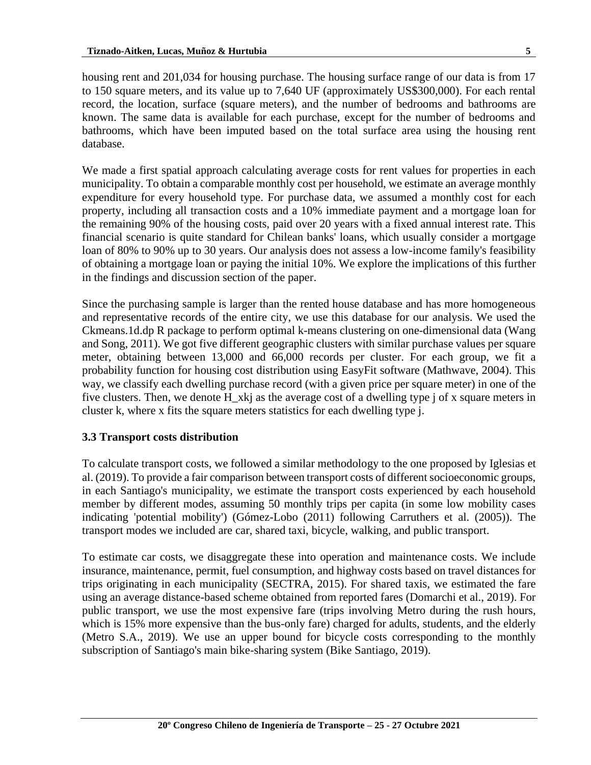housing rent and 201,034 for housing purchase. The housing surface range of our data is from 17 to 150 square meters, and its value up to 7,640 UF (approximately US$300,000). For each rental record, the location, surface (square meters), and the number of bedrooms and bathrooms are known. The same data is available for each purchase, except for the number of bedrooms and bathrooms, which have been imputed based on the total surface area using the housing rent database.

We made a first spatial approach calculating average costs for rent values for properties in each municipality. To obtain a comparable monthly cost per household, we estimate an average monthly expenditure for every household type. For purchase data, we assumed a monthly cost for each property, including all transaction costs and a 10% immediate payment and a mortgage loan for the remaining 90% of the housing costs, paid over 20 years with a fixed annual interest rate. This financial scenario is quite standard for Chilean banks' loans, which usually consider a mortgage loan of 80% to 90% up to 30 years. Our analysis does not assess a low-income family's feasibility of obtaining a mortgage loan or paying the initial 10%. We explore the implications of this further in the findings and discussion section of the paper.

Since the purchasing sample is larger than the rented house database and has more homogeneous and representative records of the entire city, we use this database for our analysis. We used the Ckmeans.1d.dp R package to perform optimal k-means clustering on one-dimensional data (Wang and Song, 2011). We got five different geographic clusters with similar purchase values per square meter, obtaining between 13,000 and 66,000 records per cluster. For each group, we fit a probability function for housing cost distribution using EasyFit software (Mathwave, 2004). This way, we classify each dwelling purchase record (with a given price per square meter) in one of the five clusters. Then, we denote $H_{xkj}$ as the average cost of a dwelling type j of x square meters in cluster k, where x fits the square meters statistics for each dwelling type j.

### 3.3 Transport costs distribution

To calculate transport costs, we followed a similar methodology to the one proposed by Iglesias et al. (2019). To provide a fair comparison between transport costs of different socioeconomic groups, in each Santiago's municipality, we estimate the transport costs experienced by each household member by different modes, assuming 50 monthly trips per capita (in some low mobility cases indicating 'potential mobility') (Gómez-Lobo (2011) following Carruthers et al. (2005)). The transport modes we included are car, shared taxi, bicycle, walking, and public transport.

To estimate car costs, we disaggregate these into operation and maintenance costs. We include insurance, maintenance, permit, fuel consumption, and highway costs based on travel distances for trips originating in each municipality (SECTRA, 2015). For shared taxis, we estimated the fare using an average distance-based scheme obtained from reported fares (Domarchi et al., 2019). For public transport, we use the most expensive fare (trips involving Metro during the rush hours, which is 15% more expensive than the bus-only fare) charged for adults, students, and the elderly (Metro S.A., 2019). We use an upper bound for bicycle costs corresponding to the monthly subscription of Santiago's main bike-sharing system (Bike Santiago, 2019).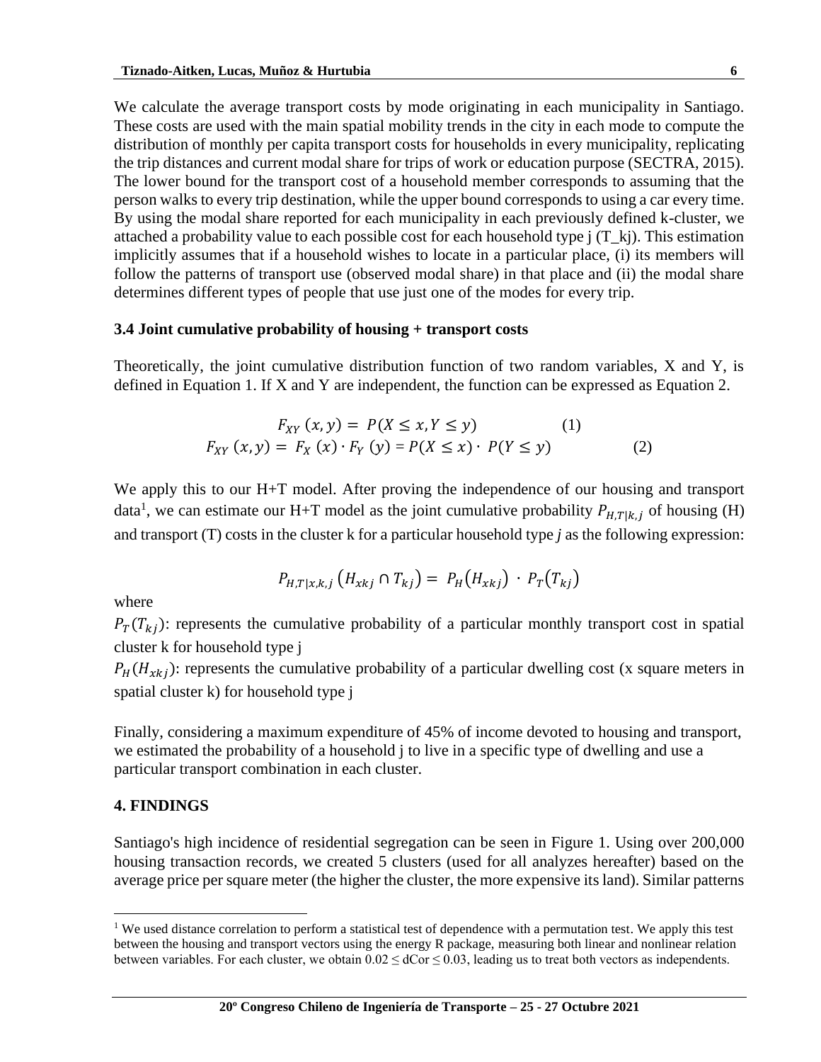We calculate the average transport costs by mode originating in each municipality in Santiago. These costs are used with the main spatial mobility trends in the city in each mode to compute the distribution of monthly per capita transport costs for households in every municipality, replicating the trip distances and current modal share for trips of work or education purpose (SECTRA, 2015). The lower bound for the transport cost of a household member corresponds to assuming that the person walks to every trip destination, while the upper bound corresponds to using a car every time. By using the modal share reported for each municipality in each previously defined k-cluster, we attached a probability value to each possible cost for each household type j (T_kj). This estimation implicitly assumes that if a household wishes to locate in a particular place, (i) its members will follow the patterns of transport use (observed modal share) in that place and (ii) the modal share determines different types of people that use just one of the modes for every trip.

### 3.4 Joint cumulative probability of housing + transport costs

Theoretically, the joint cumulative distribution function of two random variables, X and Y, is defined in Equation 1. If X and Y are independent, the function can be expressed as Equation 2.

$$F_{XY}(x,y) = P(X \leq x, Y \leq y) \quad (1)$$

$$F_{XY}(x,y) = F_X(x) \cdot F_Y(y) = P(X \leq x) \cdot P(Y \leq y) \quad (2)$$

We apply this to our H+T model. After proving the independence of our housing and transport data[1], we can estimate our H+T model as the joint cumulative probability $P_{H,T|k,j}$ of housing (H) and transport (T) costs in the cluster k for a particular household type *j* as the following expression:

$$P_{H,T|x,k,j}\left(H_{xkj} \cap T_{kj}\right) = P_H\left(H_{xkj}\right) \cdot P_T\left(T_{kj}\right)$$

where

$P_T(T_{kj})$: represents the cumulative probability of a particular monthly transport cost in spatial cluster k for household type j

$P_H(H_{xkj})$: represents the cumulative probability of a particular dwelling cost (x square meters in spatial cluster k) for household type j

Finally, considering a maximum expenditure of 45% of income devoted to housing and transport, we estimated the probability of a household j to live in a specific type of dwelling and use a particular transport combination in each cluster.

## 4. FINDINGS

Santiago's high incidence of residential segregation can be seen in Figure 1. Using over 200,000 housing transaction records, we created 5 clusters (used for all analyzes hereafter) based on the average price per square meter (the higher the cluster, the more expensive its land). Similar patterns

[1] We used distance correlation to perform a statistical test of dependence with a permutation test. We apply this test between the housing and transport vectors using the energy R package, measuring both linear and nonlinear relation between variables. For each cluster, we obtain $0.02 \leq \text{dCor} \leq 0.03$, leading us to treat both vectors as independents.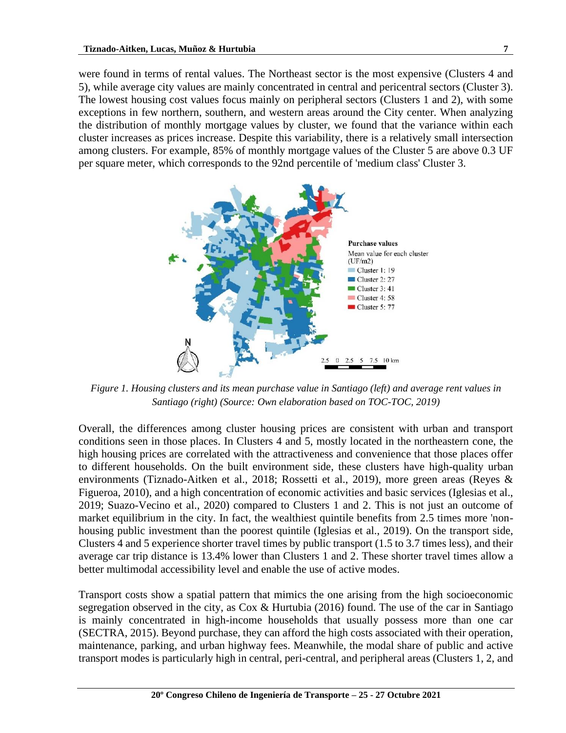were found in terms of rental values. The Northeast sector is the most expensive (Clusters 4 and 5), while average city values are mainly concentrated in central and pericentral sectors (Cluster 3). The lowest housing cost values focus mainly on peripheral sectors (Clusters 1 and 2), with some exceptions in few northern, southern, and western areas around the City center. When analyzing the distribution of monthly mortgage values by cluster, we found that the variance within each cluster increases as prices increase. Despite this variability, there is a relatively small intersection among clusters. For example, 85% of monthly mortgage values of the Cluster 5 are above 0.3 UF per square meter, which corresponds to the 92nd percentile of 'medium class' Cluster 3.

*Figure 1. Housing clusters and its mean purchase value in Santiago (left) and average rent values in Santiago (right) (Source: Own elaboration based on TOC-TOC, 2019)*

Overall, the differences among cluster housing prices are consistent with urban and transport conditions seen in those places. In Clusters 4 and 5, mostly located in the northeastern cone, the high housing prices are correlated with the attractiveness and convenience that those places offer to different households. On the built environment side, these clusters have high-quality urban environments (Tiznado-Aitken et al., 2018; Rossetti et al., 2019), more green areas (Reyes & Figueroa, 2010), and a high concentration of economic activities and basic services (Iglesias et al., 2019; Suazo-Vecino et al., 2020) compared to Clusters 1 and 2. This is not just an outcome of market equilibrium in the city. In fact, the wealthiest quintile benefits from 2.5 times more 'non-housing public investment than the poorest quintile (Iglesias et al., 2019). On the transport side, Clusters 4 and 5 experience shorter travel times by public transport (1.5 to 3.7 times less), and their average car trip distance is 13.4% lower than Clusters 1 and 2. These shorter travel times allow a better multimodal accessibility level and enable the use of active modes.

Transport costs show a spatial pattern that mimics the one arising from the high socioeconomic segregation observed in the city, as Cox & Hurtubia (2016) found. The use of the car in Santiago is mainly concentrated in high-income households that usually possess more than one car (SECTRA, 2015). Beyond purchase, they can afford the high costs associated with their operation, maintenance, parking, and urban highway fees. Meanwhile, the modal share of public and active transport modes is particularly high in central, peri-central, and peripheral areas (Clusters 1, 2, and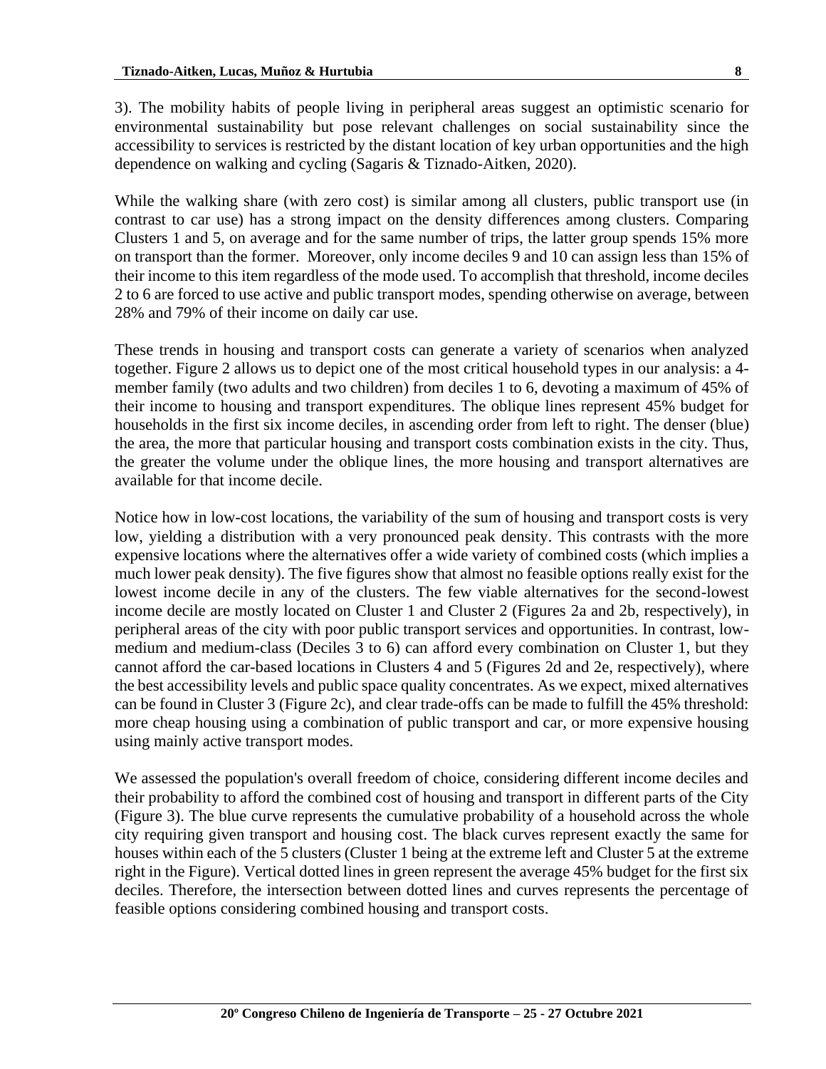3). The mobility habits of people living in peripheral areas suggest an optimistic scenario for environmental sustainability but pose relevant challenges on social sustainability since the accessibility to services is restricted by the distant location of key urban opportunities and the high dependence on walking and cycling (Sagaris & Tiznado-Aitken, 2020).

While the walking share (with zero cost) is similar among all clusters, public transport use (in contrast to car use) has a strong impact on the density differences among clusters. Comparing Clusters 1 and 5, on average and for the same number of trips, the latter group spends 15% more on transport than the former. Moreover, only income deciles 9 and 10 can assign less than 15% of their income to this item regardless of the mode used. To accomplish that threshold, income deciles 2 to 6 are forced to use active and public transport modes, spending otherwise on average, between 28% and 79% of their income on daily car use.

These trends in housing and transport costs can generate a variety of scenarios when analyzed together. Figure 2 allows us to depict one of the most critical household types in our analysis: a 4-member family (two adults and two children) from deciles 1 to 6, devoting a maximum of 45% of their income to housing and transport expenditures. The oblique lines represent 45% budget for households in the first six income deciles, in ascending order from left to right. The denser (blue) the area, the more that particular housing and transport costs combination exists in the city. Thus, the greater the volume under the oblique lines, the more housing and transport alternatives are available for that income decile.

Notice how in low-cost locations, the variability of the sum of housing and transport costs is very low, yielding a distribution with a very pronounced peak density. This contrasts with the more expensive locations where the alternatives offer a wide variety of combined costs (which implies a much lower peak density). The five figures show that almost no feasible options really exist for the lowest income decile in any of the clusters. The few viable alternatives for the second-lowest income decile are mostly located on Cluster 1 and Cluster 2 (Figures 2a and 2b, respectively), in peripheral areas of the city with poor public transport services and opportunities. In contrast, low-medium and medium-class (Deciles 3 to 6) can afford every combination on Cluster 1, but they cannot afford the car-based locations in Clusters 4 and 5 (Figures 2d and 2e, respectively), where the best accessibility levels and public space quality concentrates. As we expect, mixed alternatives can be found in Cluster 3 (Figure 2c), and clear trade-offs can be made to fulfill the 45% threshold: more cheap housing using a combination of public transport and car, or more expensive housing using mainly active transport modes.

We assessed the population's overall freedom of choice, considering different income deciles and their probability to afford the combined cost of housing and transport in different parts of the City (Figure 3). The blue curve represents the cumulative probability of a household across the whole city requiring given transport and housing cost. The black curves represent exactly the same for houses within each of the 5 clusters (Cluster 1 being at the extreme left and Cluster 5 at the extreme right in the Figure). Vertical dotted lines in green represent the average 45% budget for the first six deciles. Therefore, the intersection between dotted lines and curves represents the percentage of feasible options considering combined housing and transport costs.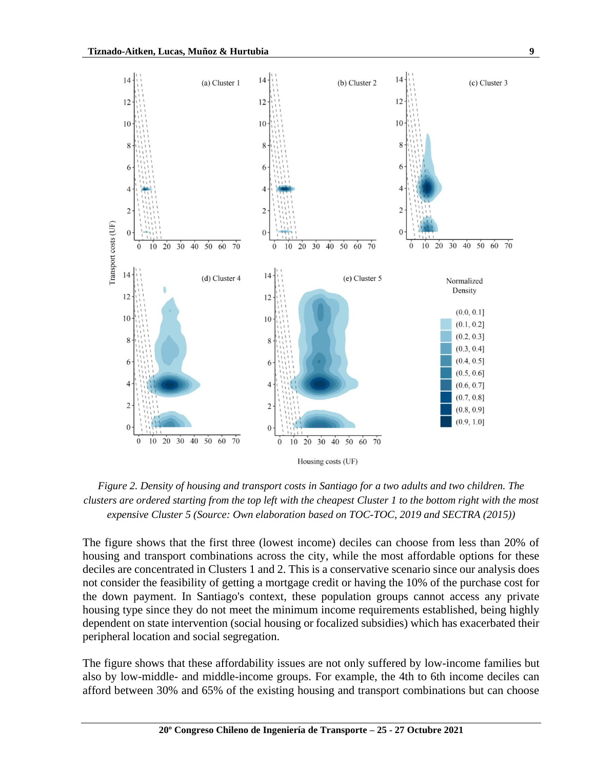*Figure 2. Density of housing and transport costs in Santiago for a two adults and two children. The clusters are ordered starting from the top left with the cheapest Cluster 1 to the bottom right with the most expensive Cluster 5 (Source: Own elaboration based on TOC-TOC, 2019 and SECTRA (2015))*

The figure shows that the first three (lowest income) deciles can choose from less than 20% of housing and transport combinations across the city, while the most affordable options for these deciles are concentrated in Clusters 1 and 2. This is a conservative scenario since our analysis does not consider the feasibility of getting a mortgage credit or having the 10% of the purchase cost for the down payment. In Santiago's context, these population groups cannot access any private housing type since they do not meet the minimum income requirements established, being highly dependent on state intervention (social housing or focalized subsidies) which has exacerbated their peripheral location and social segregation.

The figure shows that these affordability issues are not only suffered by low-income families but also by low-middle- and middle-income groups. For example, the 4th to 6th income deciles can afford between 30% and 65% of the existing housing and transport combinations but can choose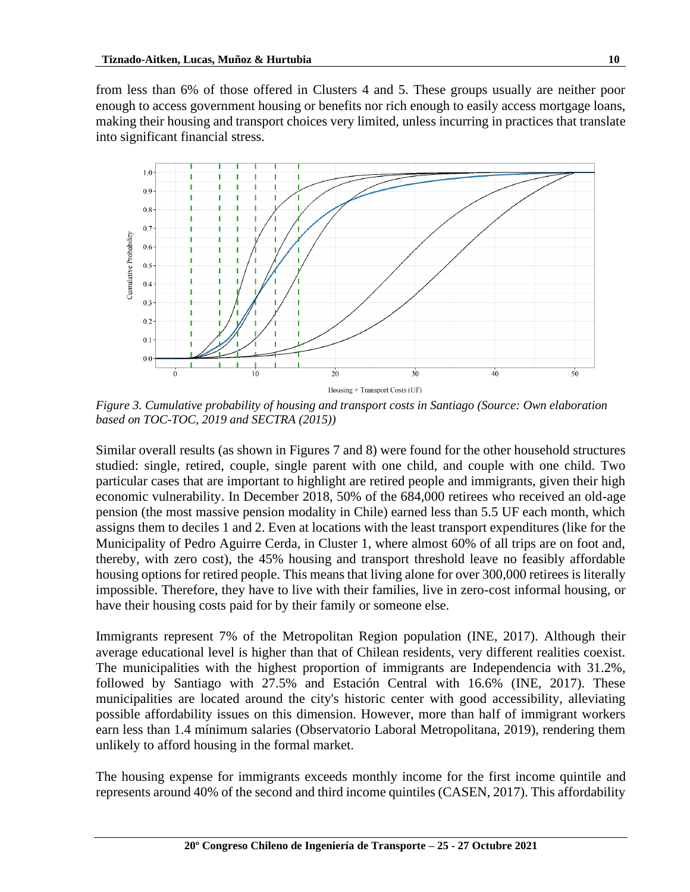from less than 6% of those offered in Clusters 4 and 5. These groups usually are neither poor enough to access government housing or benefits nor rich enough to easily access mortgage loans, making their housing and transport choices very limited, unless incurring in practices that translate into significant financial stress.

*Figure 3. Cumulative probability of housing and transport costs in Santiago (Source: Own elaboration based on TOC-TOC, 2019 and SECTRA (2015))*

Similar overall results (as shown in Figures 7 and 8) were found for the other household structures studied: single, retired, couple, single parent with one child, and couple with one child. Two particular cases that are important to highlight are retired people and immigrants, given their high economic vulnerability. In December 2018, 50% of the 684,000 retirees who received an old-age pension (the most massive pension modality in Chile) earned less than 5.5 UF each month, which assigns them to deciles 1 and 2. Even at locations with the least transport expenditures (like for the Municipality of Pedro Aguirre Cerda, in Cluster 1, where almost 60% of all trips are on foot and, thereby, with zero cost), the 45% housing and transport threshold leave no feasibly affordable housing options for retired people. This means that living alone for over 300,000 retirees is literally impossible. Therefore, they have to live with their families, live in zero-cost informal housing, or have their housing costs paid for by their family or someone else.

Immigrants represent 7% of the Metropolitan Region population (INE, 2017). Although their average educational level is higher than that of Chilean residents, very different realities coexist. The municipalities with the highest proportion of immigrants are Independencia with 31.2%, followed by Santiago with 27.5% and Estación Central with 16.6% (INE, 2017). These municipalities are located around the city's historic center with good accessibility, alleviating possible affordability issues on this dimension. However, more than half of immigrant workers earn less than 1.4 mínimum salaries (Observatorio Laboral Metropolitana, 2019), rendering them unlikely to afford housing in the formal market.

The housing expense for immigrants exceeds monthly income for the first income quintile and represents around 40% of the second and third income quintiles (CASEN, 2017). This affordability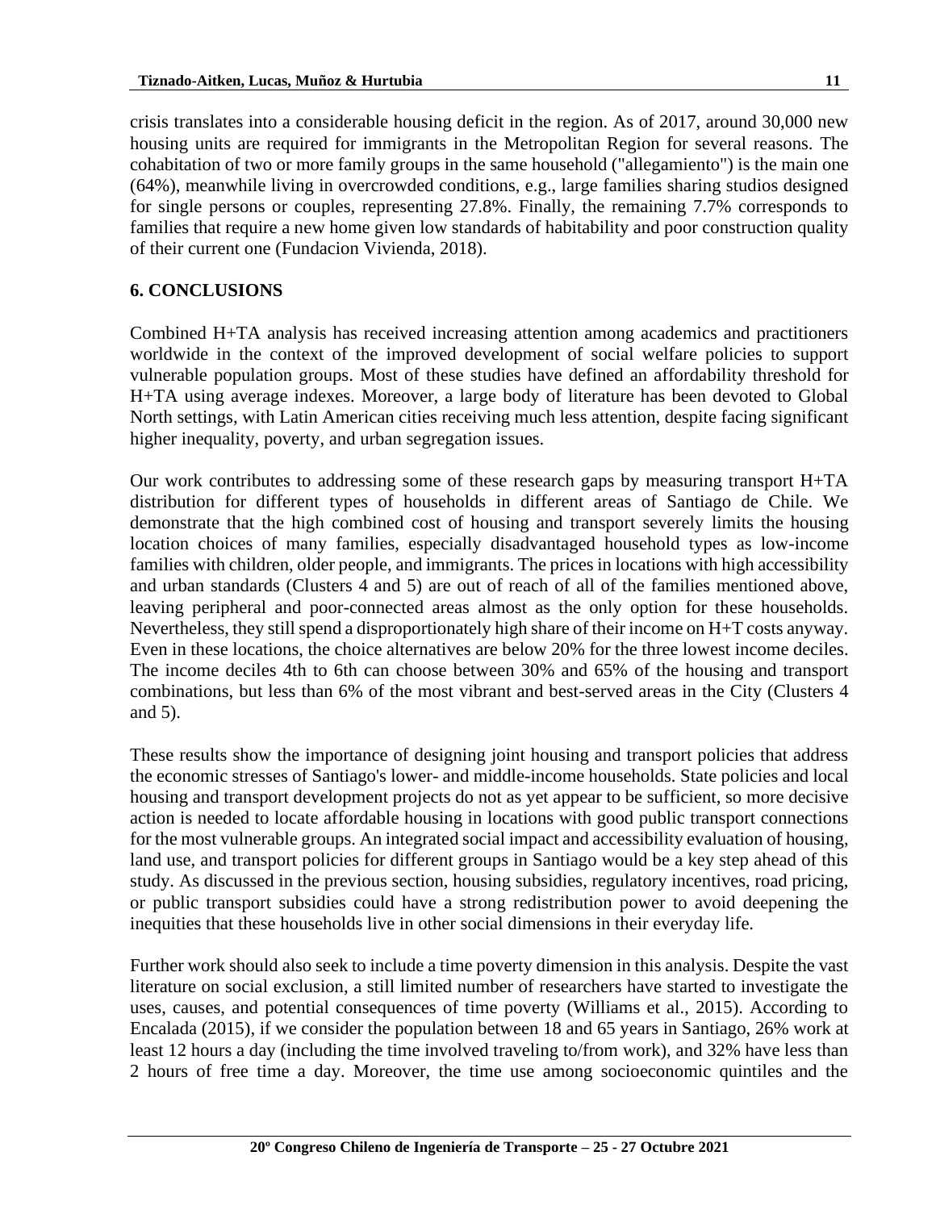crisis translates into a considerable housing deficit in the region. As of 2017, around 30,000 new housing units are required for immigrants in the Metropolitan Region for several reasons. The cohabitation of two or more family groups in the same household ("allegamiento") is the main one (64%), meanwhile living in overcrowded conditions, e.g., large families sharing studios designed for single persons or couples, representing 27.8%. Finally, the remaining 7.7% corresponds to families that require a new home given low standards of habitability and poor construction quality of their current one (Fundacion Vivienda, 2018).

## 6. CONCLUSIONS

Combined H+TA analysis has received increasing attention among academics and practitioners worldwide in the context of the improved development of social welfare policies to support vulnerable population groups. Most of these studies have defined an affordability threshold for H+TA using average indexes. Moreover, a large body of literature has been devoted to Global North settings, with Latin American cities receiving much less attention, despite facing significant higher inequality, poverty, and urban segregation issues.

Our work contributes to addressing some of these research gaps by measuring transport H+TA distribution for different types of households in different areas of Santiago de Chile. We demonstrate that the high combined cost of housing and transport severely limits the housing location choices of many families, especially disadvantaged household types as low-income families with children, older people, and immigrants. The prices in locations with high accessibility and urban standards (Clusters 4 and 5) are out of reach of all of the families mentioned above, leaving peripheral and poor-connected areas almost as the only option for these households. Nevertheless, they still spend a disproportionately high share of their income on H+T costs anyway. Even in these locations, the choice alternatives are below 20% for the three lowest income deciles. The income deciles 4th to 6th can choose between 30% and 65% of the housing and transport combinations, but less than 6% of the most vibrant and best-served areas in the City (Clusters 4 and 5).

These results show the importance of designing joint housing and transport policies that address the economic stresses of Santiago's lower- and middle-income households. State policies and local housing and transport development projects do not as yet appear to be sufficient, so more decisive action is needed to locate affordable housing in locations with good public transport connections for the most vulnerable groups. An integrated social impact and accessibility evaluation of housing, land use, and transport policies for different groups in Santiago would be a key step ahead of this study. As discussed in the previous section, housing subsidies, regulatory incentives, road pricing, or public transport subsidies could have a strong redistribution power to avoid deepening the inequities that these households live in other social dimensions in their everyday life.

Further work should also seek to include a time poverty dimension in this analysis. Despite the vast literature on social exclusion, a still limited number of researchers have started to investigate the uses, causes, and potential consequences of time poverty (Williams et al., 2015). According to Encalada (2015), if we consider the population between 18 and 65 years in Santiago, 26% work at least 12 hours a day (including the time involved traveling to/from work), and 32% have less than 2 hours of free time a day. Moreover, the time use among socioeconomic quintiles and the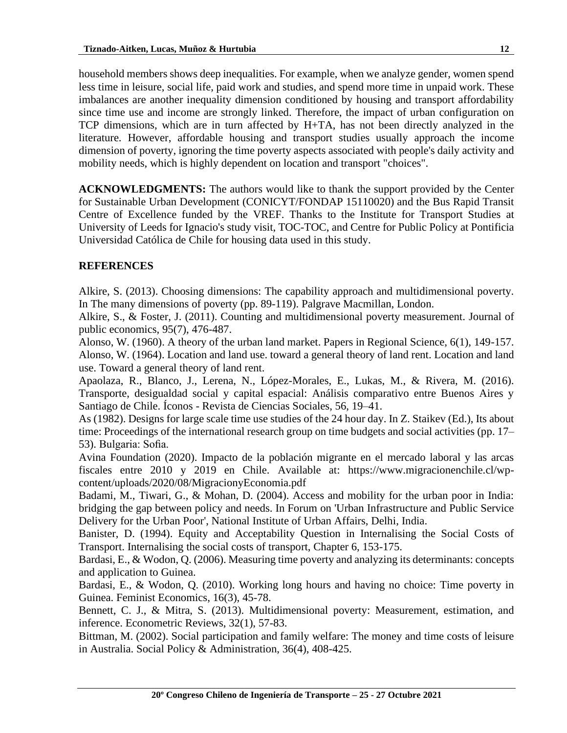household members shows deep inequalities. For example, when we analyze gender, women spend less time in leisure, social life, paid work and studies, and spend more time in unpaid work. These imbalances are another inequality dimension conditioned by housing and transport affordability since time use and income are strongly linked. Therefore, the impact of urban configuration on TCP dimensions, which are in turn affected by H+TA, has not been directly analyzed in the literature. However, affordable housing and transport studies usually approach the income dimension of poverty, ignoring the time poverty aspects associated with people's daily activity and mobility needs, which is highly dependent on location and transport "choices".

**ACKNOWLEDGMENTS:** The authors would like to thank the support provided by the Center for Sustainable Urban Development (CONICYT/FONDAP 15110020) and the Bus Rapid Transit Centre of Excellence funded by the VREF. Thanks to the Institute for Transport Studies at University of Leeds for Ignacio's study visit, TOC-TOC, and Centre for Public Policy at Pontificia Universidad Católica de Chile for housing data used in this study.

## REFERENCES

Alkire, S. (2013). Choosing dimensions: The capability approach and multidimensional poverty. In The many dimensions of poverty (pp. 89-119). Palgrave Macmillan, London.

Alkire, S., & Foster, J. (2011). Counting and multidimensional poverty measurement. Journal of public economics, 95(7), 476-487.

Alonso, W. (1960). A theory of the urban land market. Papers in Regional Science, 6(1), 149-157.

Alonso, W. (1964). Location and land use. toward a general theory of land rent. Location and land use. Toward a general theory of land rent.

Apaolaza, R., Blanco, J., Lerena, N., López-Morales, E., Lukas, M., & Rivera, M. (2016). Transporte, desigualdad social y capital espacial: Análisis comparativo entre Buenos Aires y Santiago de Chile. Íconos - Revista de Ciencias Sociales, 56, 19–41.

As (1982). Designs for large scale time use studies of the 24 hour day. In Z. Staikev (Ed.), Its about time: Proceedings of the international research group on time budgets and social activities (pp. 17–53). Bulgaria: Sofia.

Avina Foundation (2020). Impacto de la población migrante en el mercado laboral y las arcas fiscales entre 2010 y 2019 en Chile. Available at: https://www.migracionenchile.cl/wp-content/uploads/2020/08/MigracionyEconomia.pdf

Badami, M., Tiwari, G., & Mohan, D. (2004). Access and mobility for the urban poor in India: bridging the gap between policy and needs. In Forum on 'Urban Infrastructure and Public Service Delivery for the Urban Poor', National Institute of Urban Affairs, Delhi, India.

Banister, D. (1994). Equity and Acceptability Question in Internalising the Social Costs of Transport. Internalising the social costs of transport, Chapter 6, 153-175.

Bardasi, E., & Wodon, Q. (2006). Measuring time poverty and analyzing its determinants: concepts and application to Guinea.

Bardasi, E., & Wodon, Q. (2010). Working long hours and having no choice: Time poverty in Guinea. Feminist Economics, 16(3), 45-78.

Bennett, C. J., & Mitra, S. (2013). Multidimensional poverty: Measurement, estimation, and inference. Econometric Reviews, 32(1), 57-83.

Bittman, M. (2002). Social participation and family welfare: The money and time costs of leisure in Australia. Social Policy & Administration, 36(4), 408-425.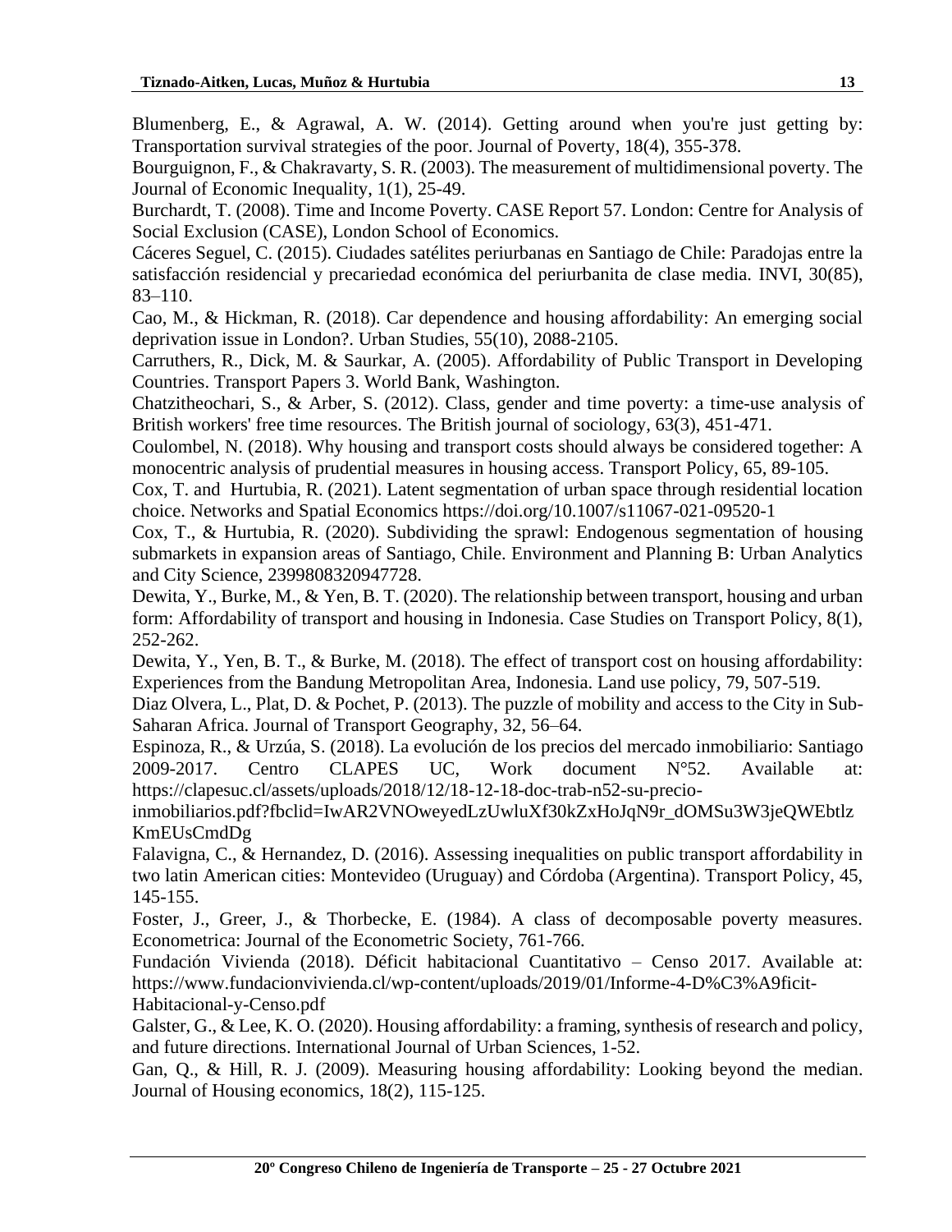Blumenberg, E., & Agrawal, A. W. (2014). Getting around when you're just getting by: Transportation survival strategies of the poor. Journal of Poverty, 18(4), 355-378.

Bourguignon, F., & Chakravarty, S. R. (2003). The measurement of multidimensional poverty. The Journal of Economic Inequality, 1(1), 25-49.

Burchardt, T. (2008). Time and Income Poverty. CASE Report 57. London: Centre for Analysis of Social Exclusion (CASE), London School of Economics.

Cáceres Seguel, C. (2015). Ciudades satélites periurbanas en Santiago de Chile: Paradojas entre la satisfacción residencial y precariedad económica del periurbanita de clase media. INVI, 30(85), 83–110.

Cao, M., & Hickman, R. (2018). Car dependence and housing affordability: An emerging social deprivation issue in London?. Urban Studies, 55(10), 2088-2105.

Carruthers, R., Dick, M. & Saurkar, A. (2005). Affordability of Public Transport in Developing Countries. Transport Papers 3. World Bank, Washington.

Chatzitheochari, S., & Arber, S. (2012). Class, gender and time poverty: a time-use analysis of British workers' free time resources. The British journal of sociology, 63(3), 451-471.

Coulombel, N. (2018). Why housing and transport costs should always be considered together: A monocentric analysis of prudential measures in housing access. Transport Policy, 65, 89-105.

Cox, T. and Hurtubia, R. (2021). Latent segmentation of urban space through residential location choice. Networks and Spatial Economics https://doi.org/10.1007/s11067-021-09520-1

Cox, T., & Hurtubia, R. (2020). Subdividing the sprawl: Endogenous segmentation of housing submarkets in expansion areas of Santiago, Chile. Environment and Planning B: Urban Analytics and City Science, 2399808320947728.

Dewita, Y., Burke, M., & Yen, B. T. (2020). The relationship between transport, housing and urban form: Affordability of transport and housing in Indonesia. Case Studies on Transport Policy, 8(1), 252-262.

Dewita, Y., Yen, B. T., & Burke, M. (2018). The effect of transport cost on housing affordability: Experiences from the Bandung Metropolitan Area, Indonesia. Land use policy, 79, 507-519.

Diaz Olvera, L., Plat, D. & Pochet, P. (2013). The puzzle of mobility and access to the City in Sub-Saharan Africa. Journal of Transport Geography, 32, 56–64.

Espinoza, R., & Urzúa, S. (2018). La evolución de los precios del mercado inmobiliario: Santiago 2009-2017. Centro CLAPES UC, Work document N°52. Available at: https://clapesuc.cl/assets/uploads/2018/12/18-12-18-doc-trab-n52-su-precio-inmobiliarios.pdf?fbclid=IwAR2VNOweyedLzUwluXf30kZxHoJqN9r_dOMSu3W3jeQWEbtlzKmEUsCmdDg

Falavigna, C., & Hernandez, D. (2016). Assessing inequalities on public transport affordability in two latin American cities: Montevideo (Uruguay) and Córdoba (Argentina). Transport Policy, 45, 145-155.

Foster, J., Greer, J., & Thorbecke, E. (1984). A class of decomposable poverty measures. Econometrica: Journal of the Econometric Society, 761-766.

Fundación Vivienda (2018). Déficit habitacional Cuantitativo – Censo 2017. Available at: https://www.fundacionvivienda.cl/wp-content/uploads/2019/01/Informe-4-D%C3%A9ficit-Habitacional-y-Censo.pdf

Galster, G., & Lee, K. O. (2020). Housing affordability: a framing, synthesis of research and policy, and future directions. International Journal of Urban Sciences, 1-52.

Gan, Q., & Hill, R. J. (2009). Measuring housing affordability: Looking beyond the median. Journal of Housing economics, 18(2), 115-125.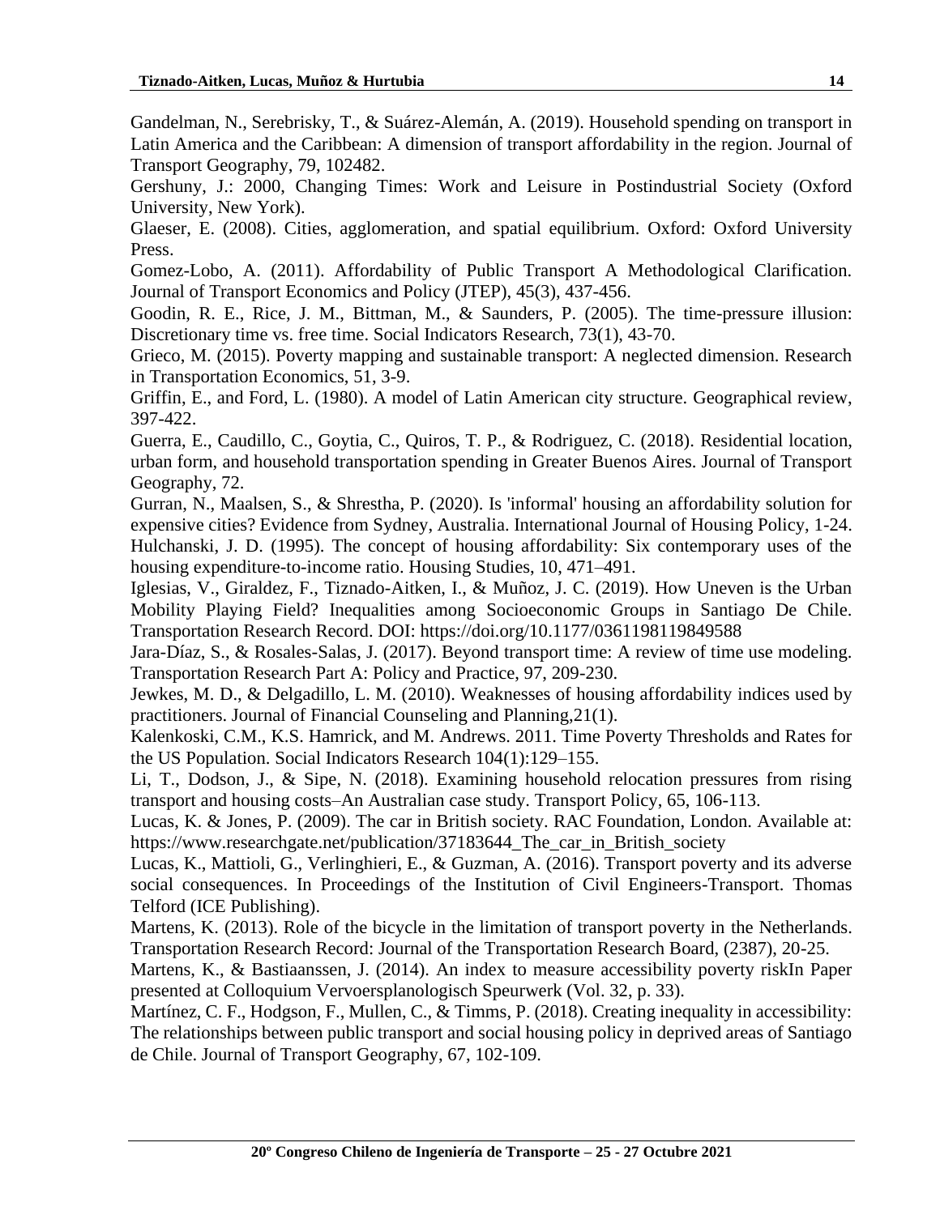Gandelman, N., Serebrisky, T., & Suárez-Alemán, A. (2019). Household spending on transport in Latin America and the Caribbean: A dimension of transport affordability in the region. Journal of Transport Geography, 79, 102482.

Gershuny, J.: 2000, Changing Times: Work and Leisure in Postindustrial Society (Oxford University, New York).

Glaeser, E. (2008). Cities, agglomeration, and spatial equilibrium. Oxford: Oxford University Press.

Gomez-Lobo, A. (2011). Affordability of Public Transport A Methodological Clarification. Journal of Transport Economics and Policy (JTEP), 45(3), 437-456.

Goodin, R. E., Rice, J. M., Bittman, M., & Saunders, P. (2005). The time-pressure illusion: Discretionary time vs. free time. Social Indicators Research, 73(1), 43-70.

Grieco, M. (2015). Poverty mapping and sustainable transport: A neglected dimension. Research in Transportation Economics, 51, 3-9.

Griffin, E., and Ford, L. (1980). A model of Latin American city structure. Geographical review, 397-422.

Guerra, E., Caudillo, C., Goytia, C., Quiros, T. P., & Rodriguez, C. (2018). Residential location, urban form, and household transportation spending in Greater Buenos Aires. Journal of Transport Geography, 72.

Gurran, N., Maalsen, S., & Shrestha, P. (2020). Is 'informal' housing an affordability solution for expensive cities? Evidence from Sydney, Australia. International Journal of Housing Policy, 1-24.

Hulchanski, J. D. (1995). The concept of housing affordability: Six contemporary uses of the housing expenditure-to-income ratio. Housing Studies, 10, 471–491.

Iglesias, V., Giraldez, F., Tiznado-Aitken, I., & Muñoz, J. C. (2019). How Uneven is the Urban Mobility Playing Field? Inequalities among Socioeconomic Groups in Santiago De Chile. Transportation Research Record. DOI: https://doi.org/10.1177/0361198119849588

Jara-Díaz, S., & Rosales-Salas, J. (2017). Beyond transport time: A review of time use modeling. Transportation Research Part A: Policy and Practice, 97, 209-230.

Jewkes, M. D., & Delgadillo, L. M. (2010). Weaknesses of housing affordability indices used by practitioners. Journal of Financial Counseling and Planning,21(1).

Kalenkoski, C.M., K.S. Hamrick, and M. Andrews. 2011. Time Poverty Thresholds and Rates for the US Population. Social Indicators Research 104(1):129–155.

Li, T., Dodson, J., & Sipe, N. (2018). Examining household relocation pressures from rising transport and housing costs–An Australian case study. Transport Policy, 65, 106-113.

Lucas, K. & Jones, P. (2009). The car in British society. RAC Foundation, London. Available at: https://www.researchgate.net/publication/37183644_The_car_in_British_society

Lucas, K., Mattioli, G., Verlinghieri, E., & Guzman, A. (2016). Transport poverty and its adverse social consequences. In Proceedings of the Institution of Civil Engineers-Transport. Thomas Telford (ICE Publishing).

Martens, K. (2013). Role of the bicycle in the limitation of transport poverty in the Netherlands. Transportation Research Record: Journal of the Transportation Research Board, (2387), 20-25.

Martens, K., & Bastiaanssen, J. (2014). An index to measure accessibility poverty riskIn Paper presented at Colloquium Vervoersplanologisch Speurwerk (Vol. 32, p. 33).

Martínez, C. F., Hodgson, F., Mullen, C., & Timms, P. (2018). Creating inequality in accessibility: The relationships between public transport and social housing policy in deprived areas of Santiago de Chile. Journal of Transport Geography, 67, 102-109.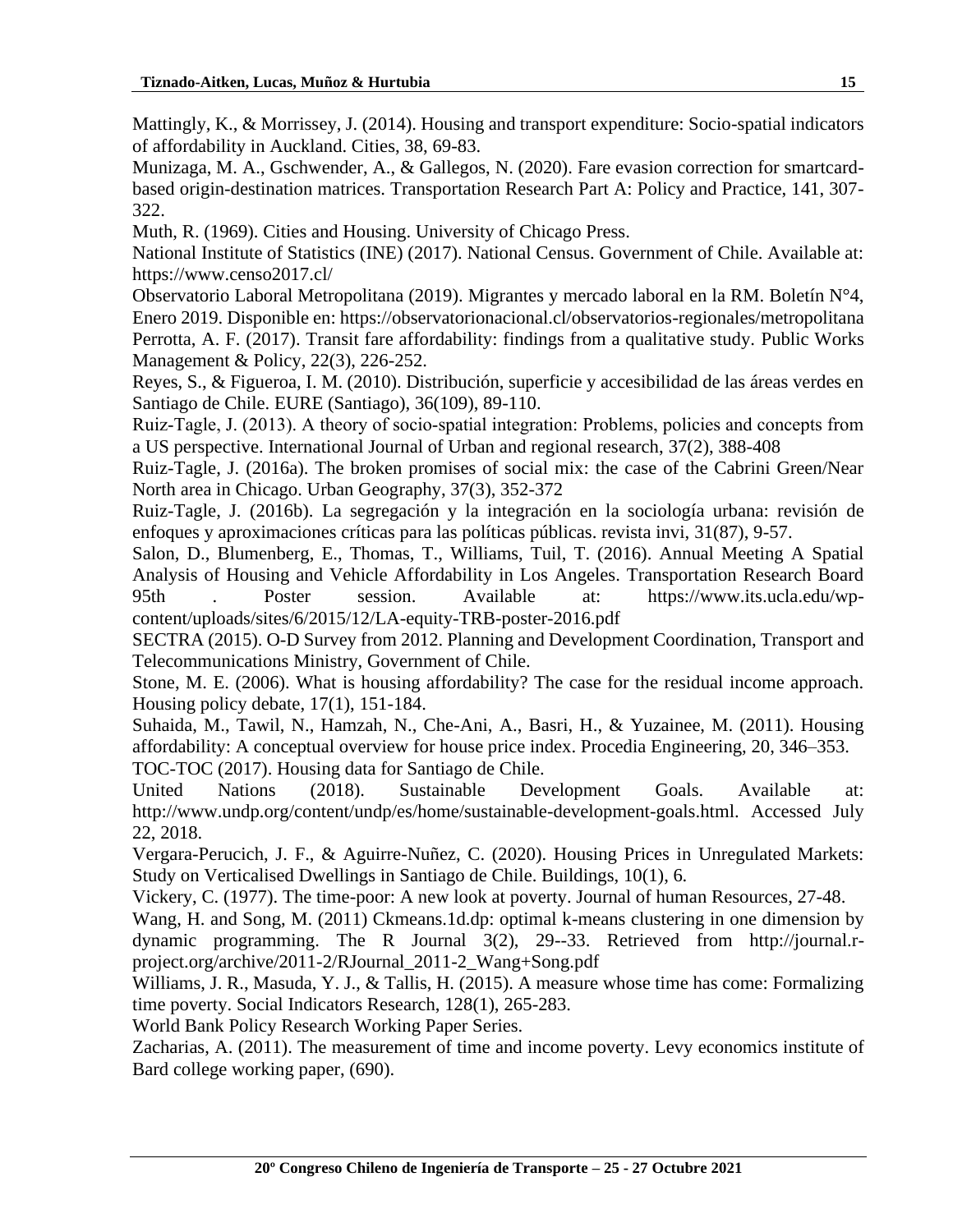Mattingly, K., & Morrissey, J. (2014). Housing and transport expenditure: Socio-spatial indicators of affordability in Auckland. Cities, 38, 69-83.

Munizaga, M. A., Gschwender, A., & Gallegos, N. (2020). Fare evasion correction for smartcard-based origin-destination matrices. Transportation Research Part A: Policy and Practice, 141, 307-322.

Muth, R. (1969). Cities and Housing. University of Chicago Press.

National Institute of Statistics (INE) (2017). National Census. Government of Chile. Available at: https://www.censo2017.cl/

Observatorio Laboral Metropolitana (2019). Migrantes y mercado laboral en la RM. Boletín N°4, Enero 2019. Disponible en: https://observatorionacional.cl/observatorios-regionales/metropolitana

Perrotta, A. F. (2017). Transit fare affordability: findings from a qualitative study. Public Works Management & Policy, 22(3), 226-252.

Reyes, S., & Figueroa, I. M. (2010). Distribución, superficie y accesibilidad de las áreas verdes en Santiago de Chile. EURE (Santiago), 36(109), 89-110.

Ruiz-Tagle, J. (2013). A theory of socio-spatial integration: Problems, policies and concepts from a US perspective. International Journal of Urban and regional research, 37(2), 388-408

Ruiz-Tagle, J. (2016a). The broken promises of social mix: the case of the Cabrini Green/Near North area in Chicago. Urban Geography, 37(3), 352-372

Ruiz-Tagle, J. (2016b). La segregación y la integración en la sociología urbana: revisión de enfoques y aproximaciones críticas para las políticas públicas. revista invi, 31(87), 9-57.

Salon, D., Blumenberg, E., Thomas, T., Williams, Tuil, T. (2016). Annual Meeting A Spatial Analysis of Housing and Vehicle Affordability in Los Angeles. Transportation Research Board 95th . Poster session. Available at: https://www.its.ucla.edu/wp-content/uploads/sites/6/2015/12/LA-equity-TRB-poster-2016.pdf

SECTRA (2015). O-D Survey from 2012. Planning and Development Coordination, Transport and Telecommunications Ministry, Government of Chile.

Stone, M. E. (2006). What is housing affordability? The case for the residual income approach. Housing policy debate, 17(1), 151-184.

Suhaida, M., Tawil, N., Hamzah, N., Che-Ani, A., Basri, H., & Yuzainee, M. (2011). Housing affordability: A conceptual overview for house price index. Procedia Engineering, 20, 346–353.

TOC-TOC (2017). Housing data for Santiago de Chile.

United Nations (2018). Sustainable Development Goals. Available at: http://www.undp.org/content/undp/es/home/sustainable-development-goals.html. Accessed July 22, 2018.

Vergara-Perucich, J. F., & Aguirre-Nuñez, C. (2020). Housing Prices in Unregulated Markets: Study on Verticalised Dwellings in Santiago de Chile. Buildings, 10(1), 6.

Vickery, C. (1977). The time-poor: A new look at poverty. Journal of human Resources, 27-48.

Wang, H. and Song, M. (2011) Ckmeans.1d.dp: optimal k-means clustering in one dimension by dynamic programming. The R Journal 3(2), 29--33. Retrieved from http://journal.r-project.org/archive/2011-2/RJournal_2011-2_Wang+Song.pdf

Williams, J. R., Masuda, Y. J., & Tallis, H. (2015). A measure whose time has come: Formalizing time poverty. Social Indicators Research, 128(1), 265-283.

World Bank Policy Research Working Paper Series.

Zacharias, A. (2011). The measurement of time and income poverty. Levy economics institute of Bard college working paper, (690).